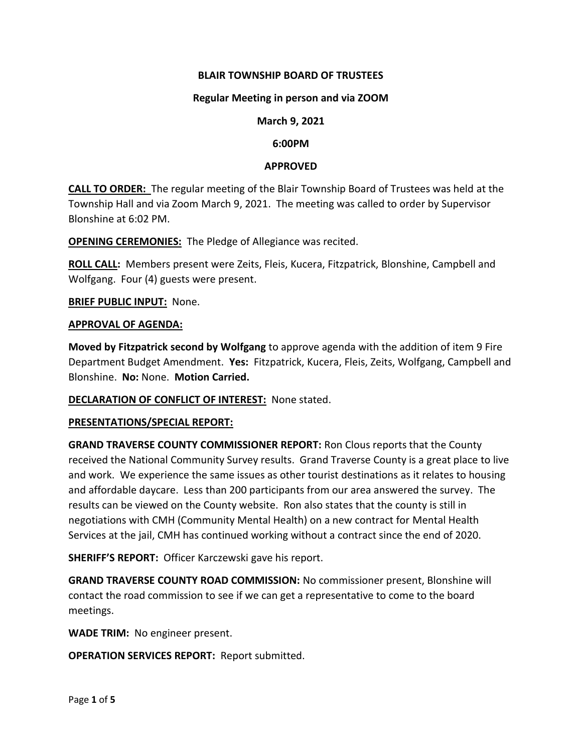**BLAIR TOWNSHIP BOARD OF TRUSTEES**

**Regular Meeting in person and via ZOOM**

**March 9, 2021**

**6:00PM**

**APPROVED**

**CALL TO ORDER:** The regular meeting of the Blair Township Board of Trustees was held at the Township Hall and via Zoom March 9, 2021. The meeting was called to order by Supervisor Blonshine at 6:02 PM.

**OPENING CEREMONIES:** The Pledge of Allegiance was recited.

**ROLL CALL:** Members present were Zeits, Fleis, Kucera, Fitzpatrick, Blonshine, Campbell and Wolfgang. Four (4) guests were present.

**BRIEF PUBLIC INPUT:** None.

**APPROVAL OF AGENDA:**

**Moved by Fitzpatrick second by Wolfgang** to approve agenda with the addition of item 9 Fire Department Budget Amendment. **Yes:** Fitzpatrick, Kucera, Fleis, Zeits, Wolfgang, Campbell and Blonshine. **No:** None. **Motion Carried.**

**DECLARATION OF CONFLICT OF INTEREST:** None stated.

**PRESENTATIONS/SPECIAL REPORT:**

**GRAND TRAVERSE COUNTY COMMISSIONER REPORT:** Ron Clous reports that the County received the National Community Survey results. Grand Traverse County is a great place to live and work. We experience the same issues as other tourist destinations as it relates to housing and affordable daycare. Less than 200 participants from our area answered the survey. The results can be viewed on the County website. Ron also states that the county is still in negotiations with CMH (Community Mental Health) on a new contract for Mental Health Services at the jail, CMH has continued working without a contract since the end of 2020.

**SHERIFF'S REPORT:** Officer Karczewski gave his report.

**GRAND TRAVERSE COUNTY ROAD COMMISSION:** No commissioner present, Blonshine will contact the road commission to see if we can get a representative to come to the board meetings.

**WADE TRIM:** No engineer present.

**OPERATION SERVICES REPORT:** Report submitted.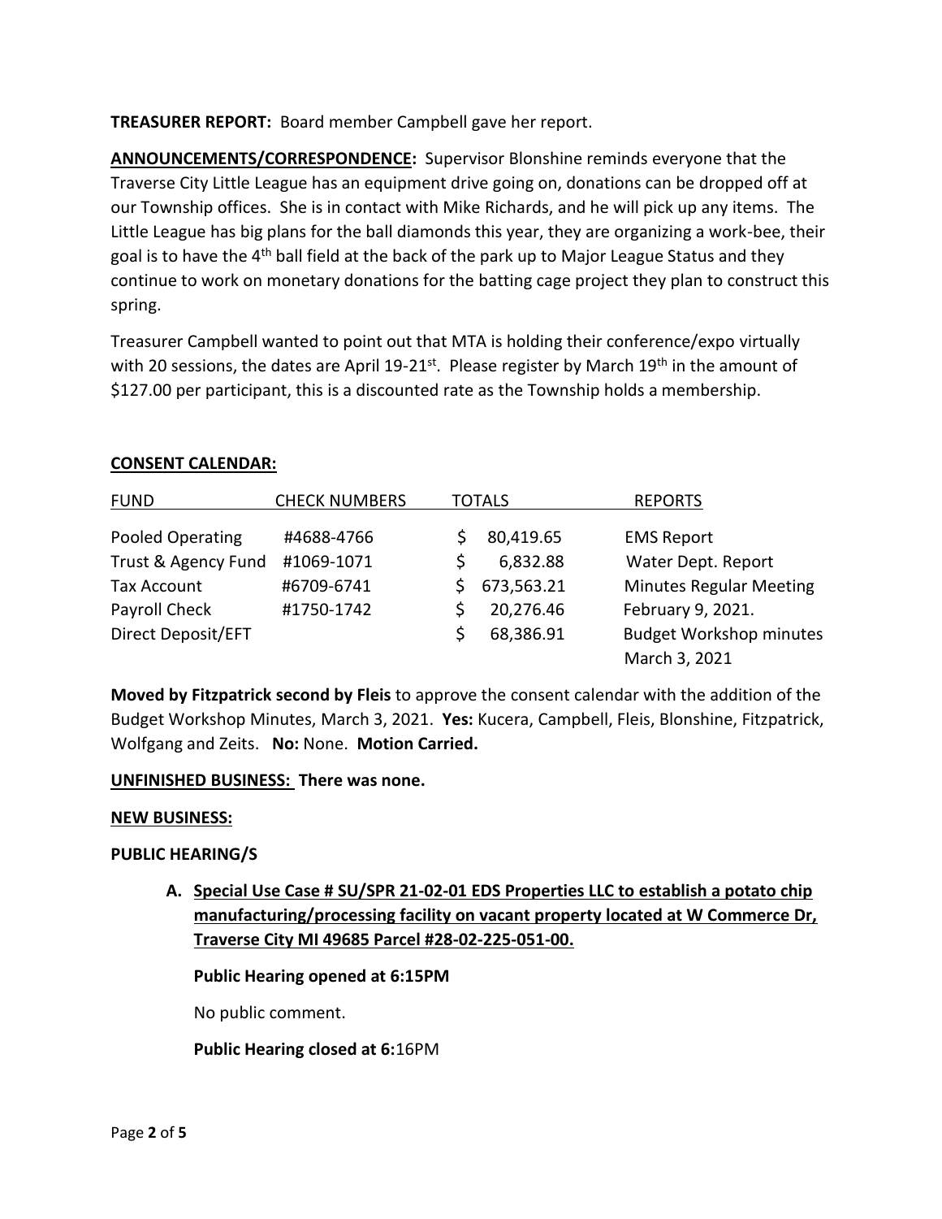**TREASURER REPORT:** Board member Campbell gave her report.

**ANNOUNCEMENTS/CORRESPONDENCE:** Supervisor Blonshine reminds everyone that the Traverse City Little League has an equipment drive going on, donations can be dropped off at our Township offices. She is in contact with Mike Richards, and he will pick up any items. The Little League has big plans for the ball diamonds this year, they are organizing a work-bee, their goal is to have the 4th ball field at the back of the park up to Major League Status and they continue to work on monetary donations for the batting cage project they plan to construct this spring.

Treasurer Campbell wanted to point out that MTA is holding their conference/expo virtually with 20 sessions, the dates are April 19-21st. Please register by March 19th in the amount of $127.00 per participant, this is a discounted rate as the Township holds a membership.

**CONSENT CALENDAR:**

| FUND | CHECK NUMBERS | TOTALS | REPORTS |
|---|---|---|---|
| Pooled Operating | #4688-4766 | $ 80,419.65 | EMS Report |
| Trust & Agency Fund | #1069-1071 | $ 6,832.88 | Water Dept. Report |
| Tax Account | #6709-6741 | $ 673,563.21 | Minutes Regular Meeting |
| Payroll Check | #1750-1742 | $ 20,276.46 | February 9, 2021. |
| Direct Deposit/EFT | | $ 68,386.91 | Budget Workshop minutes March 3, 2021 |

**Moved by Fitzpatrick second by Fleis** to approve the consent calendar with the addition of the Budget Workshop Minutes, March 3, 2021. **Yes:** Kucera, Campbell, Fleis, Blonshine, Fitzpatrick, Wolfgang and Zeits. **No:** None. **Motion Carried.**

**UNFINISHED BUSINESS: There was none.**

**NEW BUSINESS:**

**PUBLIC HEARING/S**

**A. Special Use Case # SU/SPR 21-02-01 EDS Properties LLC to establish a potato chip manufacturing/processing facility on vacant property located at W Commerce Dr, Traverse City MI 49685 Parcel #28-02-225-051-00.**

**Public Hearing opened at 6:15PM**

No public comment.

**Public Hearing closed at 6:**16PM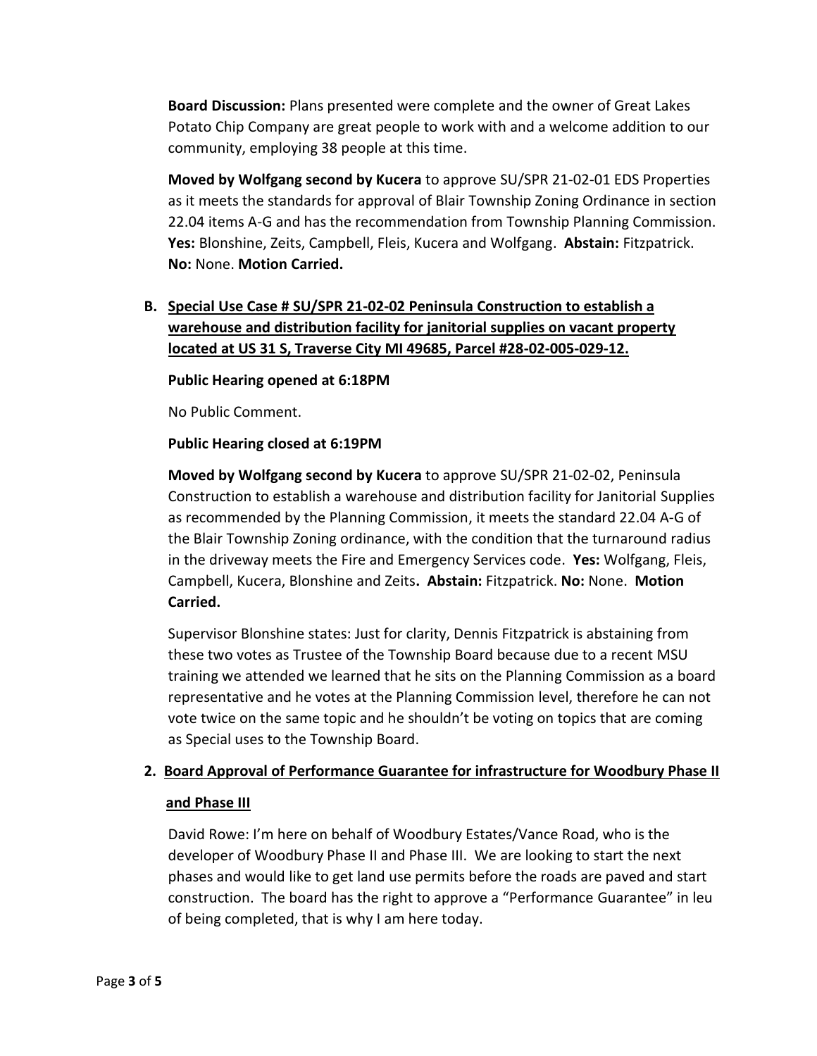**Board Discussion:** Plans presented were complete and the owner of Great Lakes Potato Chip Company are great people to work with and a welcome addition to our community, employing 38 people at this time.

**Moved by Wolfgang second by Kucera** to approve SU/SPR 21-02-01 EDS Properties as it meets the standards for approval of Blair Township Zoning Ordinance in section 22.04 items A-G and has the recommendation from Township Planning Commission. **Yes:** Blonshine, Zeits, Campbell, Fleis, Kucera and Wolfgang. **Abstain:** Fitzpatrick. **No:** None. **Motion Carried.**

**B. <u>Special Use Case # SU/SPR 21-02-02 Peninsula Construction to establish a warehouse and distribution facility for janitorial supplies on vacant property located at US 31 S, Traverse City MI 49685, Parcel #28-02-005-029-12.</u>**

**Public Hearing opened at 6:18PM**

No Public Comment.

**Public Hearing closed at 6:19PM**

**Moved by Wolfgang second by Kucera** to approve SU/SPR 21-02-02, Peninsula Construction to establish a warehouse and distribution facility for Janitorial Supplies as recommended by the Planning Commission, it meets the standard 22.04 A-G of the Blair Township Zoning ordinance, with the condition that the turnaround radius in the driveway meets the Fire and Emergency Services code. **Yes:** Wolfgang, Fleis, Campbell, Kucera, Blonshine and Zeits**. Abstain:** Fitzpatrick. **No:** None. **Motion Carried.**

Supervisor Blonshine states: Just for clarity, Dennis Fitzpatrick is abstaining from these two votes as Trustee of the Township Board because due to a recent MSU training we attended we learned that he sits on the Planning Commission as a board representative and he votes at the Planning Commission level, therefore he can not vote twice on the same topic and he shouldn't be voting on topics that are coming as Special uses to the Township Board.

**2. <u>Board Approval of Performance Guarantee for infrastructure for Woodbury Phase II and Phase III</u>**

David Rowe: I'm here on behalf of Woodbury Estates/Vance Road, who is the developer of Woodbury Phase II and Phase III. We are looking to start the next phases and would like to get land use permits before the roads are paved and start construction. The board has the right to approve a "Performance Guarantee" in leu of being completed, that is why I am here today.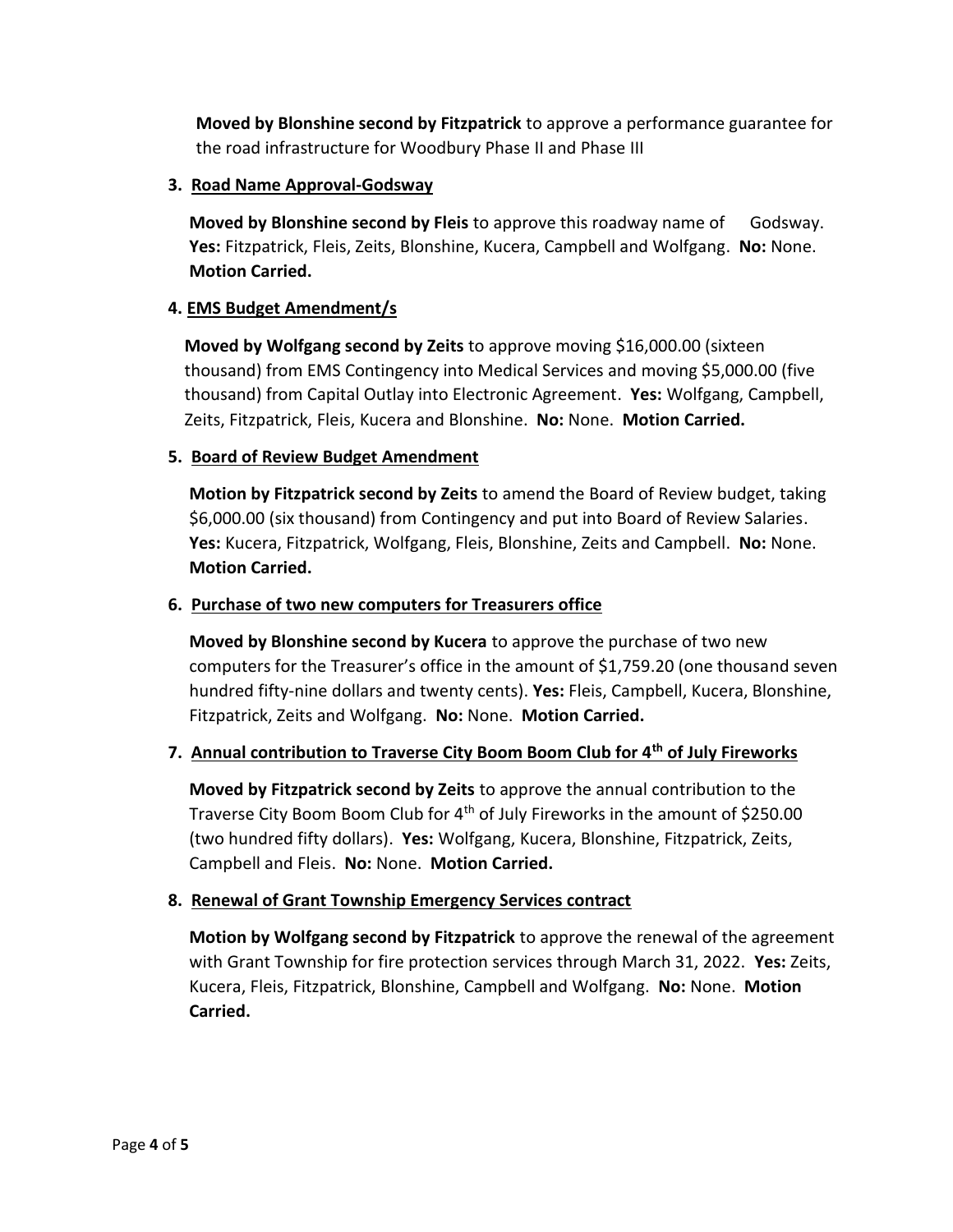**Moved by Blonshine second by Fitzpatrick** to approve a performance guarantee for the road infrastructure for Woodbury Phase II and Phase III

3. **Road Name Approval-Godsway**

   **Moved by Blonshine second by Fleis** to approve this roadway name of Godsway. **Yes:** Fitzpatrick, Fleis, Zeits, Blonshine, Kucera, Campbell and Wolfgang. **No:** None. **Motion Carried.**

4. **EMS Budget Amendment/s**

   **Moved by Wolfgang second by Zeits** to approve moving $16,000.00 (sixteen thousand) from EMS Contingency into Medical Services and moving $5,000.00 (five thousand) from Capital Outlay into Electronic Agreement. **Yes:** Wolfgang, Campbell, Zeits, Fitzpatrick, Fleis, Kucera and Blonshine. **No:** None. **Motion Carried.**

5. **Board of Review Budget Amendment**

   **Motion by Fitzpatrick second by Zeits** to amend the Board of Review budget, taking $6,000.00 (six thousand) from Contingency and put into Board of Review Salaries. **Yes:** Kucera, Fitzpatrick, Wolfgang, Fleis, Blonshine, Zeits and Campbell. **No:** None. **Motion Carried.**

6. **Purchase of two new computers for Treasurers office**

   **Moved by Blonshine second by Kucera** to approve the purchase of two new computers for the Treasurer's office in the amount of $1,759.20 (one thousand seven hundred fifty-nine dollars and twenty cents). **Yes:** Fleis, Campbell, Kucera, Blonshine, Fitzpatrick, Zeits and Wolfgang. **No:** None. **Motion Carried.**

7. **Annual contribution to Traverse City Boom Boom Club for 4th of July Fireworks**

   **Moved by Fitzpatrick second by Zeits** to approve the annual contribution to the Traverse City Boom Boom Club for 4th of July Fireworks in the amount of $250.00 (two hundred fifty dollars). **Yes:** Wolfgang, Kucera, Blonshine, Fitzpatrick, Zeits, Campbell and Fleis. **No:** None. **Motion Carried.**

8. **Renewal of Grant Township Emergency Services contract**

   **Motion by Wolfgang second by Fitzpatrick** to approve the renewal of the agreement with Grant Township for fire protection services through March 31, 2022. **Yes:** Zeits, Kucera, Fleis, Fitzpatrick, Blonshine, Campbell and Wolfgang. **No:** None. **Motion Carried.**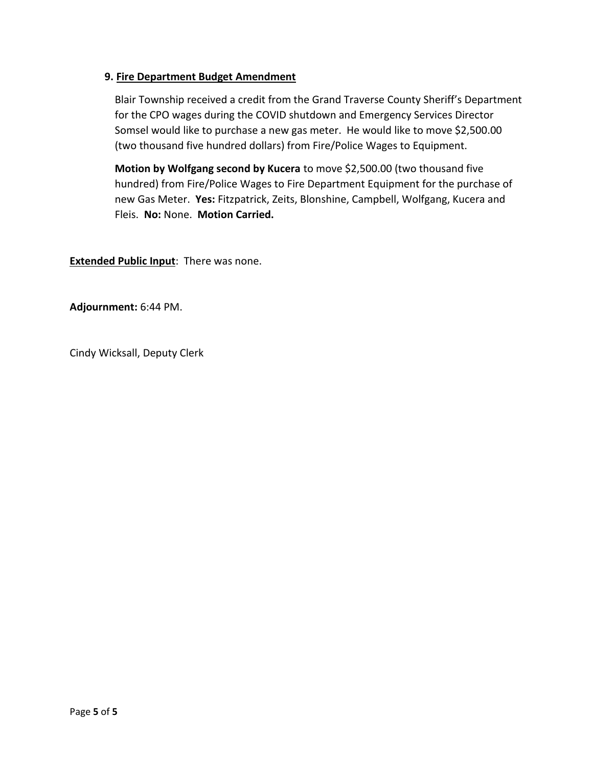**9. Fire Department Budget Amendment**

Blair Township received a credit from the Grand Traverse County Sheriff's Department for the CPO wages during the COVID shutdown and Emergency Services Director Somsel would like to purchase a new gas meter. He would like to move $2,500.00 (two thousand five hundred dollars) from Fire/Police Wages to Equipment.

**Motion by Wolfgang second by Kucera** to move $2,500.00 (two thousand five hundred) from Fire/Police Wages to Fire Department Equipment for the purchase of new Gas Meter. **Yes:** Fitzpatrick, Zeits, Blonshine, Campbell, Wolfgang, Kucera and Fleis. **No:** None. **Motion Carried.**

**Extended Public Input**: There was none.

**Adjournment:** 6:44 PM.

Cindy Wicksall, Deputy Clerk